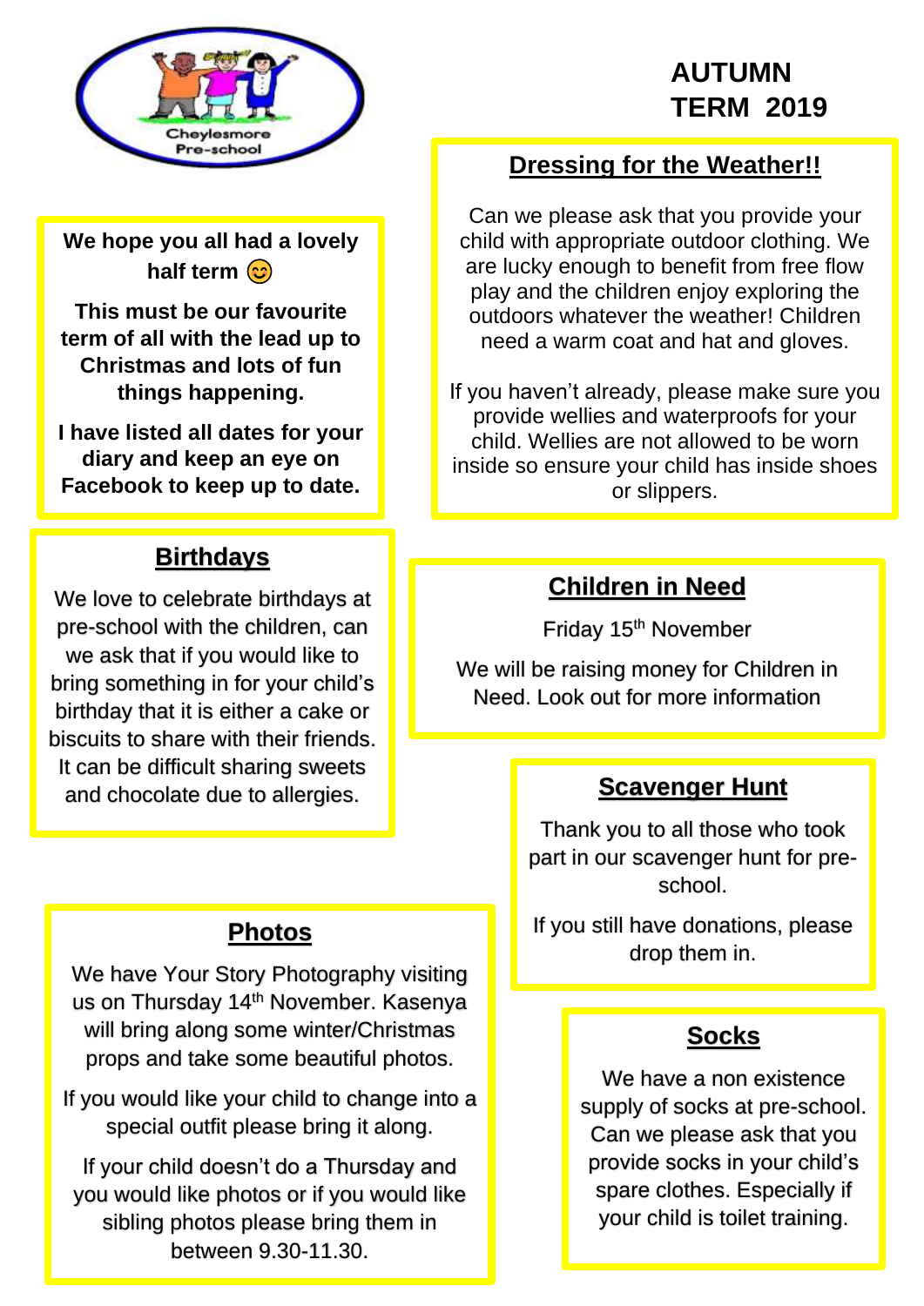Cheylesmore Pre-school

# AUTUMN TERM 2019

**We hope you all had a lovely half term 😊**

**This must be our favourite term of all with the lead up to Christmas and lots of fun things happening.**

**I have listed all dates for your diary and keep an eye on Facebook to keep up to date.**

## Dressing for the Weather!!

Can we please ask that you provide your child with appropriate outdoor clothing. We are lucky enough to benefit from free flow play and the children enjoy exploring the outdoors whatever the weather! Children need a warm coat and hat and gloves.

If you haven't already, please make sure you provide wellies and waterproofs for your child. Wellies are not allowed to be worn inside so ensure your child has inside shoes or slippers.

## Birthdays

We love to celebrate birthdays at pre-school with the children, can we ask that if you would like to bring something in for your child's birthday that it is either a cake or biscuits to share with their friends. It can be difficult sharing sweets and chocolate due to allergies.

## Children in Need

Friday 15th November

We will be raising money for Children in Need. Look out for more information

## Scavenger Hunt

Thank you to all those who took part in our scavenger hunt for pre-school.

If you still have donations, please drop them in.

## Photos

We have Your Story Photography visiting us on Thursday 14th November. Kasenya will bring along some winter/Christmas props and take some beautiful photos.

If you would like your child to change into a special outfit please bring it along.

If your child doesn't do a Thursday and you would like photos or if you would like sibling photos please bring them in between 9.30-11.30.

## Socks

We have a non existence supply of socks at pre-school. Can we please ask that you provide socks in your child's spare clothes. Especially if your child is toilet training.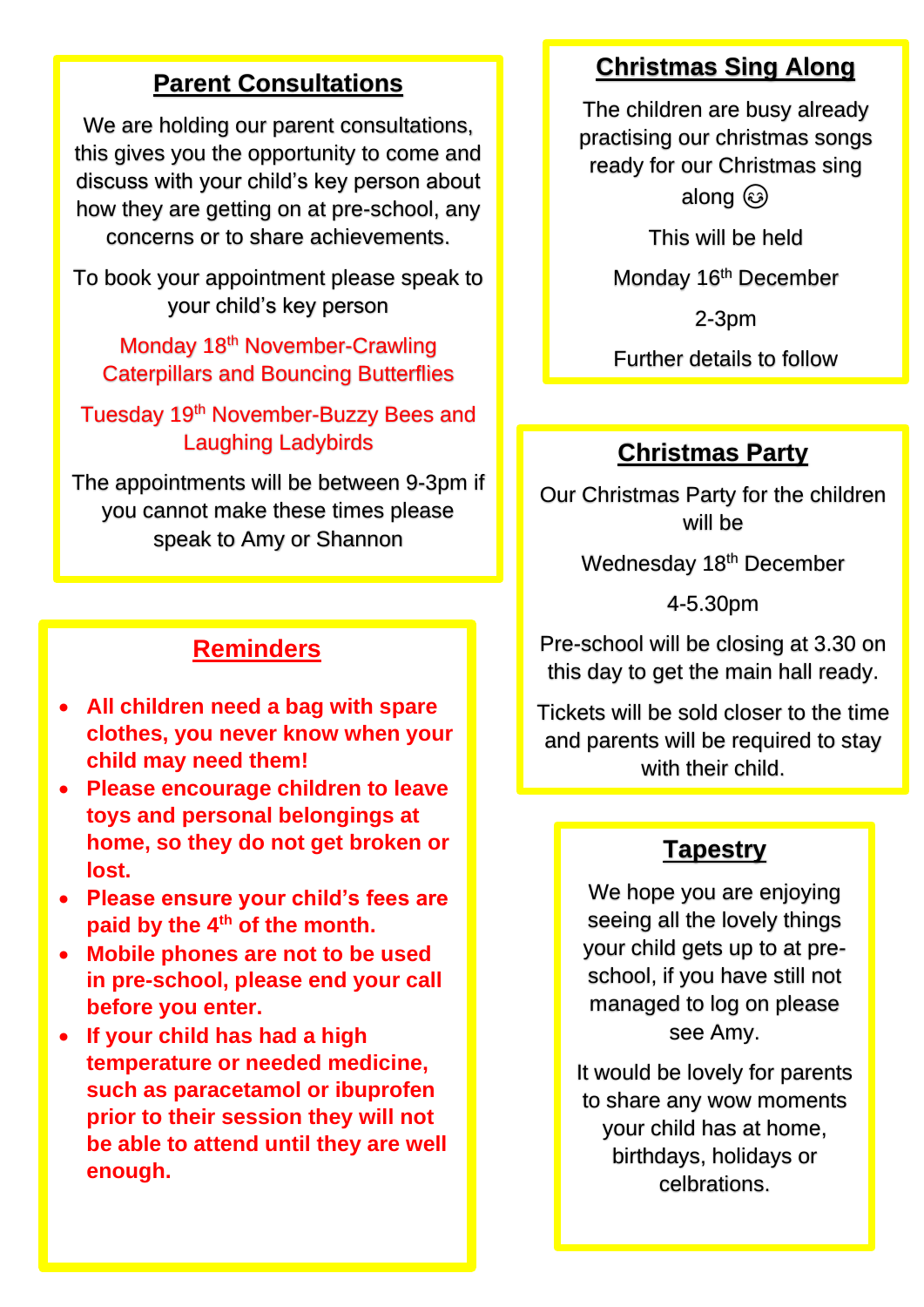## Parent Consultations

We are holding our parent consultations, this gives you the opportunity to come and discuss with your child's key person about how they are getting on at pre-school, any concerns or to share achievements.

To book your appointment please speak to your child's key person

Monday 18th November-Crawling Caterpillars and Bouncing Butterflies

Tuesday 19th November-Buzzy Bees and Laughing Ladybirds

The appointments will be between 9-3pm if you cannot make these times please speak to Amy or Shannon

## Reminders

- **All children need a bag with spare clothes, you never know when your child may need them!**
- **Please encourage children to leave toys and personal belongings at home, so they do not get broken or lost.**
- **Please ensure your child's fees are paid by the 4th of the month.**
- **Mobile phones are not to be used in pre-school, please end your call before you enter.**
- **If your child has had a high temperature or needed medicine, such as paracetamol or ibuprofen prior to their session they will not be able to attend until they are well enough.**

## Christmas Sing Along

The children are busy already practising our christmas songs ready for our Christmas sing along ☺

This will be held

Monday 16th December

2-3pm

Further details to follow

## Christmas Party

Our Christmas Party for the children will be

Wednesday 18th December

4-5.30pm

Pre-school will be closing at 3.30 on this day to get the main hall ready.

Tickets will be sold closer to the time and parents will be required to stay with their child.

## Tapestry

We hope you are enjoying seeing all the lovely things your child gets up to at pre-school, if you have still not managed to log on please see Amy.

It would be lovely for parents to share any wow moments your child has at home, birthdays, holidays or celbrations.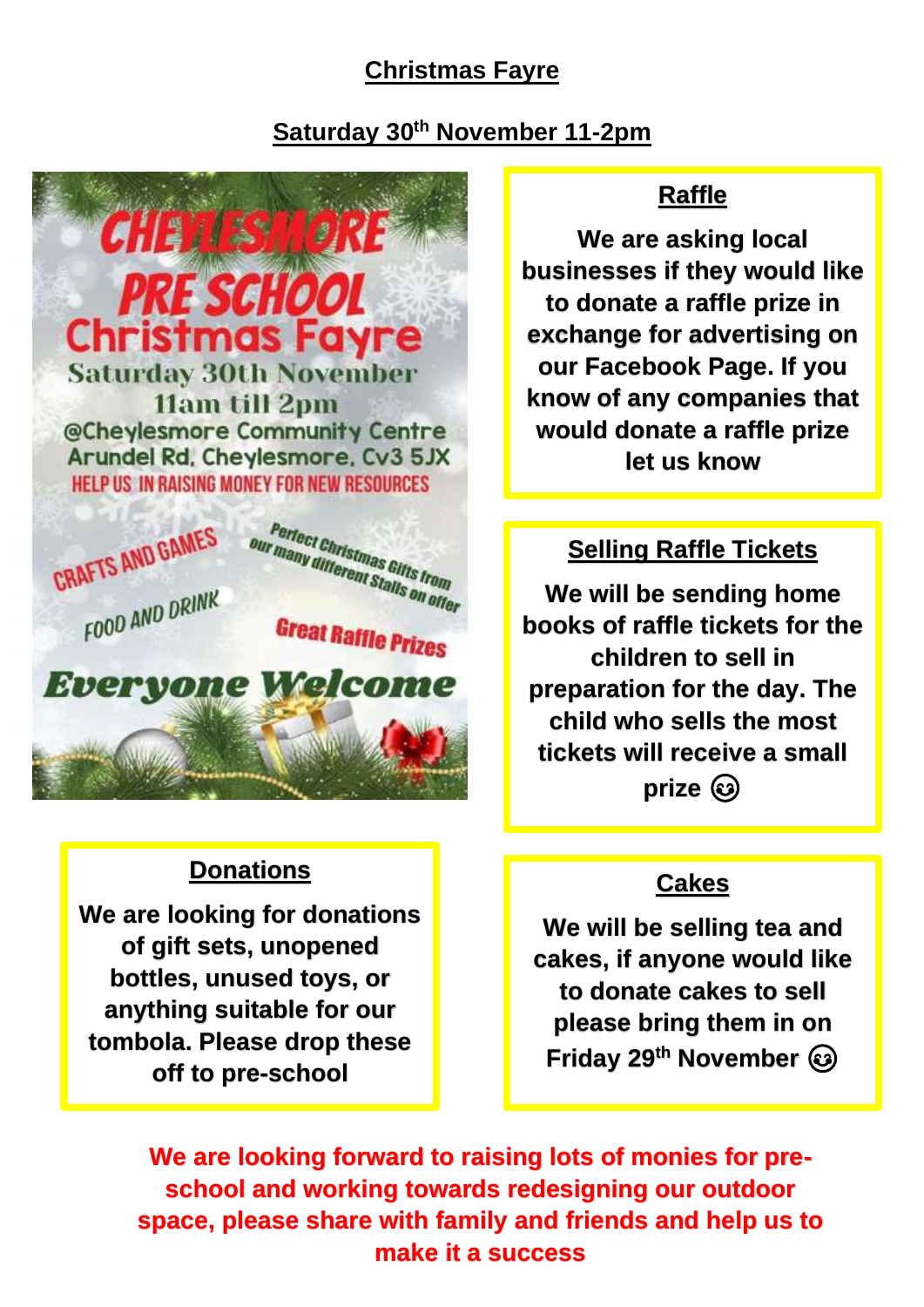## Christmas Fayre

## Saturday 30th November 11-2pm

CHEYLESMORE PRE SCHOOL Christmas Fayre

Saturday 30th November

11am till 2pm

@Cheylesmore Community Centre

Arundel Rd, Cheylesmore, Cv3 5JX

HELP US IN RAISING MONEY FOR NEW RESOURCES

CRAFTS AND GAMES

Perfect Christmas Gifts from our many different Stalls on offer

FOOD AND DRINK

Great Raffle Prizes

Everyone Welcome

### Raffle

**We are asking local businesses if they would like to donate a raffle prize in exchange for advertising on our Facebook Page. If you know of any companies that would donate a raffle prize let us know**

### Selling Raffle Tickets

**We will be sending home books of raffle tickets for the children to sell in preparation for the day. The child who sells the most tickets will receive a small prize 😉**

### Donations

**We are looking for donations of gift sets, unopened bottles, unused toys, or anything suitable for our tombola. Please drop these off to pre-school**

### Cakes

**We will be selling tea and cakes, if anyone would like to donate cakes to sell please bring them in on Friday 29th November 😉**

**We are looking forward to raising lots of monies for pre-school and working towards redesigning our outdoor space, please share with family and friends and help us to make it a success**